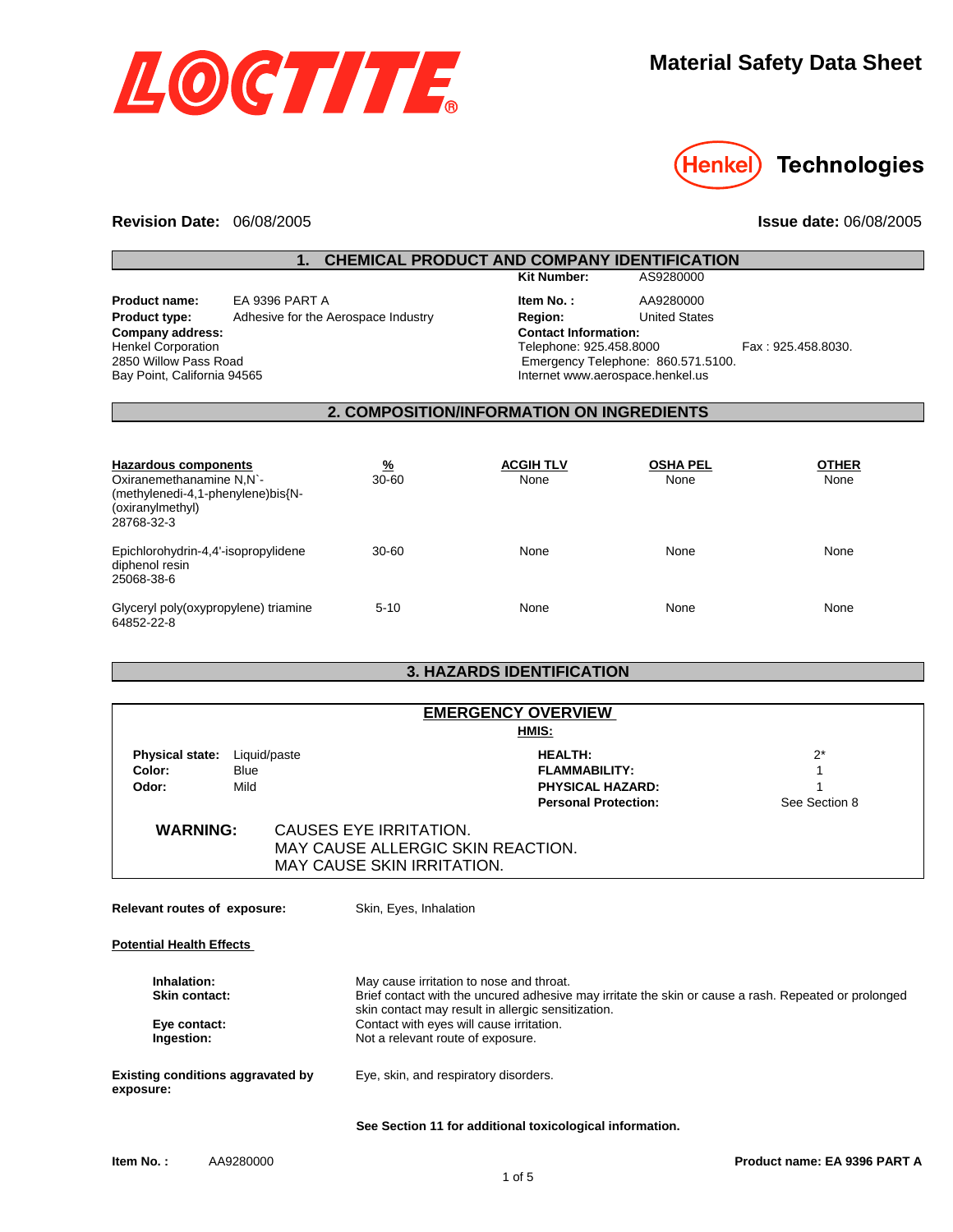# LOCTITE®

## Material Safety Data Sheet

Henkel Technologies

**Revision Date:** 06/08/2005 **Issue date:** 06/08/2005

## 1. CHEMICAL PRODUCT AND COMPANY IDENTIFICATION

**Kit Number:** AS9280000

**Product name:** EA 9396 PART A
**Product type:** Adhesive for the Aerospace Industry
**Company address:**
Henkel Corporation
2850 Willow Pass Road
Bay Point, California 94565

**Item No. :** AA9280000
**Region:** United States
**Contact Information:**
Telephone: 925.458.8000 Fax : 925.458.8030.
Emergency Telephone: 860.571.5100.
Internet www.aerospace.henkel.us

## 2. COMPOSITION/INFORMATION ON INGREDIENTS

| Hazardous components | % | ACGIH TLV | OSHA PEL | OTHER |
|---|---|---|---|---|
| Oxiranemethanamine N,N`-(methylenedi-4,1-phenylene)bis{N-(oxiranylmethyl) 28768-32-3 | 30-60 | None | None | None |
| Epichlorohydrin-4,4'-isopropylidene diphenol resin 25068-38-6 | 30-60 | None | None | None |
| Glyceryl poly(oxypropylene) triamine 64852-22-8 | 5-10 | None | None | None |

## 3. HAZARDS IDENTIFICATION

### EMERGENCY OVERVIEW

**Physical state:** Liquid/paste
**Color:** Blue
**Odor:** Mild

**HMIS:**

| | |
|---|---|
| **HEALTH:** | 2* |
| **FLAMMABILITY:** | 1 |
| **PHYSICAL HAZARD:** | 1 |
| **Personal Protection:** | See Section 8 |

**WARNING:** CAUSES EYE IRRITATION.
MAY CAUSE ALLERGIC SKIN REACTION.
MAY CAUSE SKIN IRRITATION.

**Relevant routes of exposure:** Skin, Eyes, Inhalation

**Potential Health Effects**

**Inhalation:** May cause irritation to nose and throat.
**Skin contact:** Brief contact with the uncured adhesive may irritate the skin or cause a rash. Repeated or prolonged skin contact may result in allergic sensitization.
**Eye contact:** Contact with eyes will cause irritation.
**Ingestion:** Not a relevant route of exposure.

**Existing conditions aggravated by exposure:** Eye, skin, and respiratory disorders.

**See Section 11 for additional toxicological information.**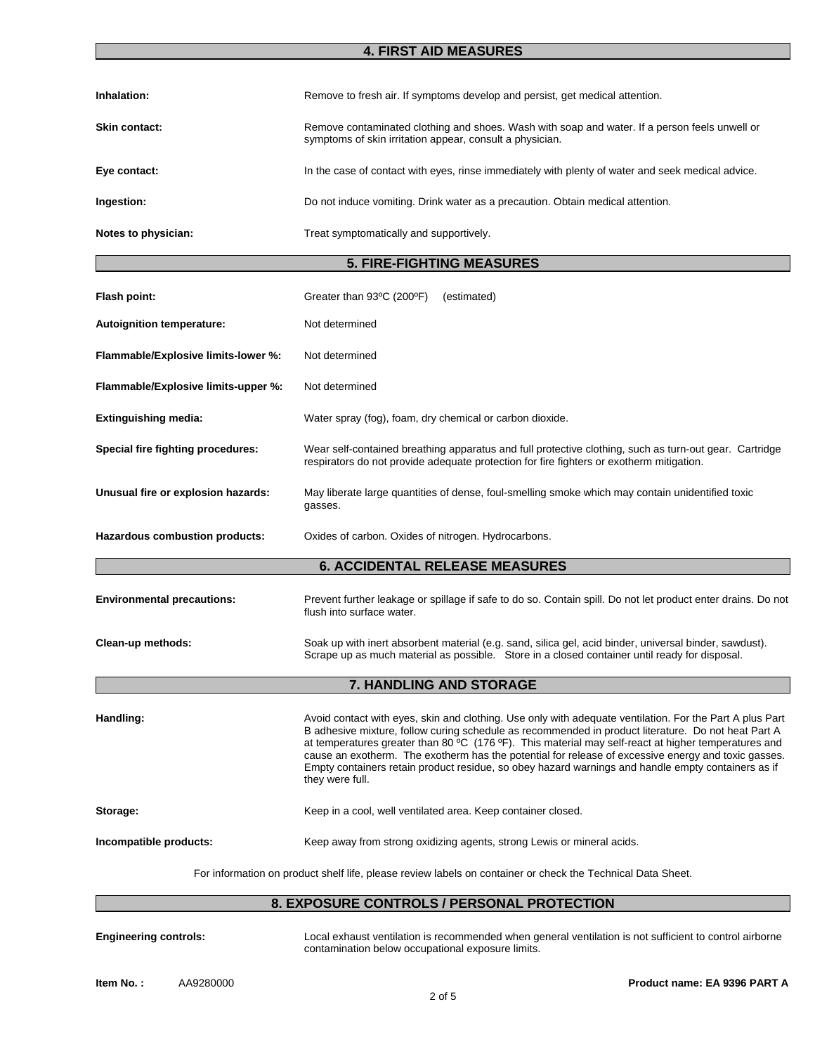## 4. FIRST AID MEASURES

**Inhalation:** Remove to fresh air. If symptoms develop and persist, get medical attention.

**Skin contact:** Remove contaminated clothing and shoes. Wash with soap and water. If a person feels unwell or symptoms of skin irritation appear, consult a physician.

**Eye contact:** In the case of contact with eyes, rinse immediately with plenty of water and seek medical advice.

**Ingestion:** Do not induce vomiting. Drink water as a precaution. Obtain medical attention.

**Notes to physician:** Treat symptomatically and supportively.

## 5. FIRE-FIGHTING MEASURES

**Flash point:** Greater than 93ºC (200ºF) (estimated)

**Autoignition temperature:** Not determined

**Flammable/Explosive limits-lower %:** Not determined

**Flammable/Explosive limits-upper %:** Not determined

**Extinguishing media:** Water spray (fog), foam, dry chemical or carbon dioxide.

**Special fire fighting procedures:** Wear self-contained breathing apparatus and full protective clothing, such as turn-out gear. Cartridge respirators do not provide adequate protection for fire fighters or exotherm mitigation.

**Unusual fire or explosion hazards:** May liberate large quantities of dense, foul-smelling smoke which may contain unidentified toxic gasses.

**Hazardous combustion products:** Oxides of carbon. Oxides of nitrogen. Hydrocarbons.

## 6. ACCIDENTAL RELEASE MEASURES

**Environmental precautions:** Prevent further leakage or spillage if safe to do so. Contain spill. Do not let product enter drains. Do not flush into surface water.

**Clean-up methods:** Soak up with inert absorbent material (e.g. sand, silica gel, acid binder, universal binder, sawdust). Scrape up as much material as possible. Store in a closed container until ready for disposal.

## 7. HANDLING AND STORAGE

**Handling:** Avoid contact with eyes, skin and clothing. Use only with adequate ventilation. For the Part A plus Part B adhesive mixture, follow curing schedule as recommended in product literature. Do not heat Part A at temperatures greater than 80 ºC (176 ºF). This material may self-react at higher temperatures and cause an exotherm. The exotherm has the potential for release of excessive energy and toxic gasses. Empty containers retain product residue, so obey hazard warnings and handle empty containers as if they were full.

**Storage:** Keep in a cool, well ventilated area. Keep container closed.

**Incompatible products:** Keep away from strong oxidizing agents, strong Lewis or mineral acids.

For information on product shelf life, please review labels on container or check the Technical Data Sheet.

## 8. EXPOSURE CONTROLS / PERSONAL PROTECTION

**Engineering controls:** Local exhaust ventilation is recommended when general ventilation is not sufficient to control airborne contamination below occupational exposure limits.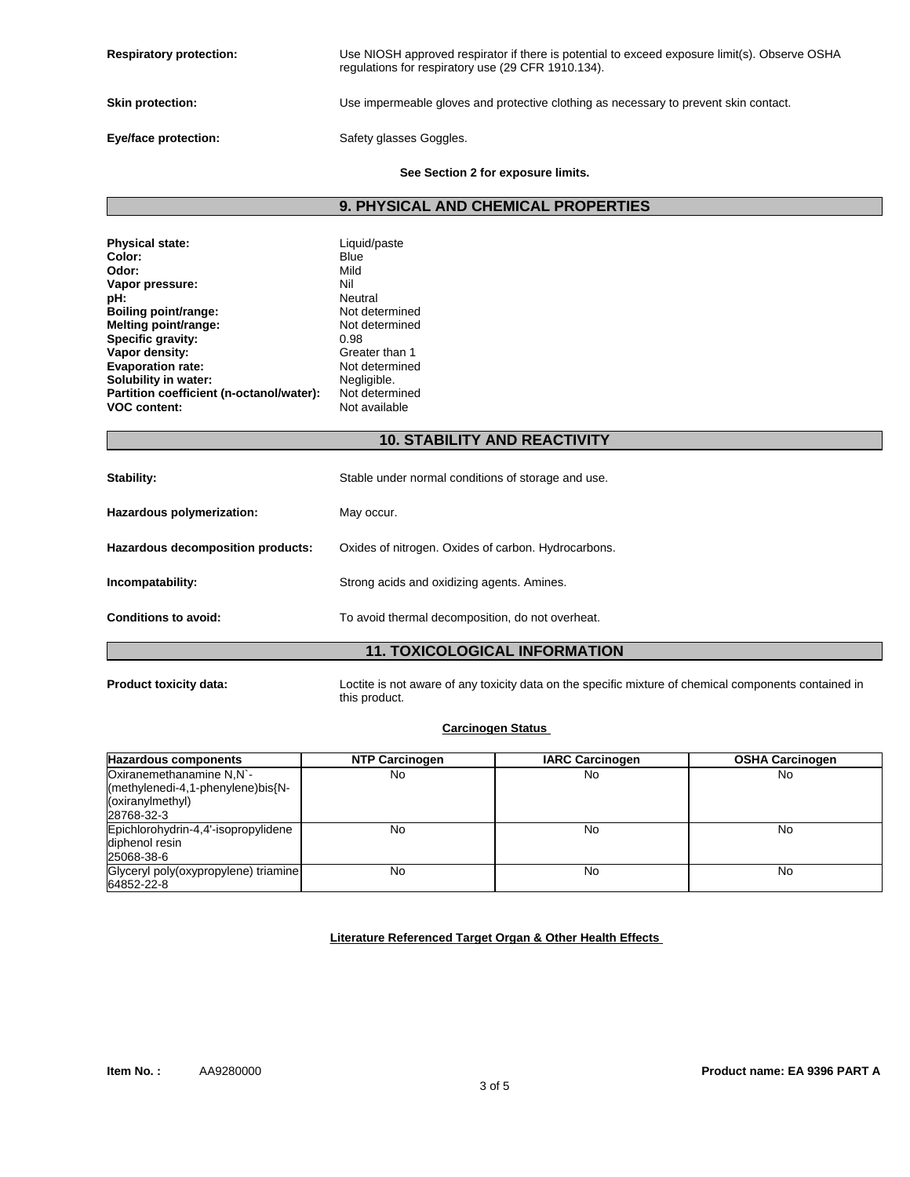**Respiratory protection:** Use NIOSH approved respirator if there is potential to exceed exposure limit(s). Observe OSHA regulations for respiratory use (29 CFR 1910.134).

**Skin protection:** Use impermeable gloves and protective clothing as necessary to prevent skin contact.

**Eye/face protection:** Safety glasses Goggles.

**See Section 2 for exposure limits.**

## 9. PHYSICAL AND CHEMICAL PROPERTIES

**Physical state:** Liquid/paste
**Color:** Blue
**Odor:** Mild
**Vapor pressure:** Nil
**pH:** Neutral
**Boiling point/range:** Not determined
**Melting point/range:** Not determined
**Specific gravity:** 0.98
**Vapor density:** Greater than 1
**Evaporation rate:** Not determined
**Solubility in water:** Negligible.
**Partition coefficient (n-octanol/water):** Not determined
**VOC content:** Not available

## 10. STABILITY AND REACTIVITY

**Stability:** Stable under normal conditions of storage and use.

**Hazardous polymerization:** May occur.

**Hazardous decomposition products:** Oxides of nitrogen. Oxides of carbon. Hydrocarbons.

**Incompatability:** Strong acids and oxidizing agents. Amines.

**Conditions to avoid:** To avoid thermal decomposition, do not overheat.

## 11. TOXICOLOGICAL INFORMATION

**Product toxicity data:** Loctite is not aware of any toxicity data on the specific mixture of chemical components contained in this product.

**Carcinogen Status**

| Hazardous components | NTP Carcinogen | IARC Carcinogen | OSHA Carcinogen |
|---|---|---|---|
| Oxiranemethanamine N,N`-(methylenedi-4,1-phenylene)bis{N-(oxiranylmethyl) 28768-32-3 | No | No | No |
| Epichlorohydrin-4,4'-isopropylidene diphenol resin 25068-38-6 | No | No | No |
| Glyceryl poly(oxypropylene) triamine 64852-22-8 | No | No | No |

**Literature Referenced Target Organ & Other Health Effects**

**Item No. :** AA9280000 **Product name: EA 9396 PART A**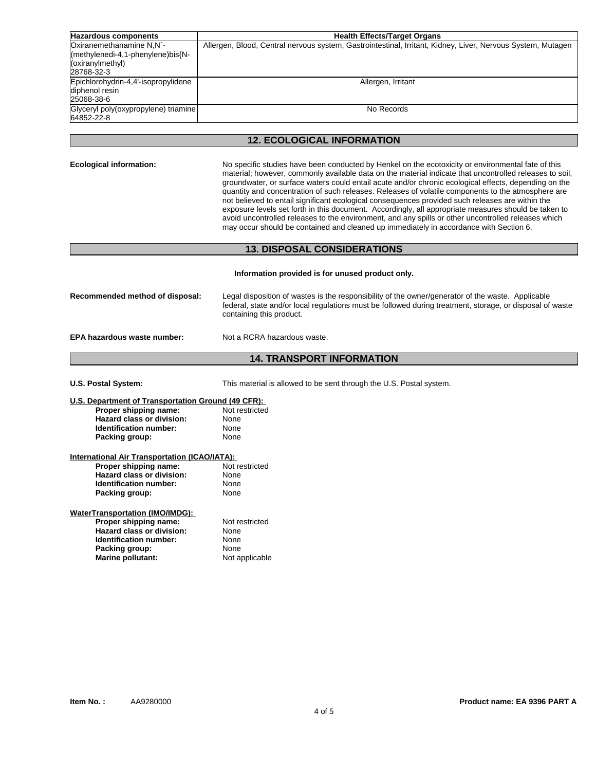| Hazardous components | Health Effects/Target Organs |
| --- | --- |
| Oxiranemethanamine N,N`-(methylenedi-4,1-phenylene)bis{N-(oxiranylmethyl) 28768-32-3 | Allergen, Blood, Central nervous system, Gastrointestinal, Irritant, Kidney, Liver, Nervous System, Mutagen |
| Epichlorohydrin-4,4'-isopropylidene diphenol resin 25068-38-6 | Allergen, Irritant |
| Glyceryl poly(oxypropylene) triamine 64852-22-8 | No Records |

## 12. ECOLOGICAL INFORMATION

**Ecological information:** No specific studies have been conducted by Henkel on the ecotoxicity or environmental fate of this material; however, commonly available data on the material indicate that uncontrolled releases to soil, groundwater, or surface waters could entail acute and/or chronic ecological effects, depending on the quantity and concentration of such releases. Releases of volatile components to the atmosphere are not believed to entail significant ecological consequences provided such releases are within the exposure levels set forth in this document. Accordingly, all appropriate measures should be taken to avoid uncontrolled releases to the environment, and any spills or other uncontrolled releases which may occur should be contained and cleaned up immediately in accordance with Section 6.

## 13. DISPOSAL CONSIDERATIONS

**Information provided is for unused product only.**

**Recommended method of disposal:** Legal disposition of wastes is the responsibility of the owner/generator of the waste. Applicable federal, state and/or local regulations must be followed during treatment, storage, or disposal of waste containing this product.

**EPA hazardous waste number:** Not a RCRA hazardous waste.

## 14. TRANSPORT INFORMATION

**U.S. Postal System:** This material is allowed to be sent through the U.S. Postal system.

**U.S. Department of Transportation Ground (49 CFR):**

- **Proper shipping name:** Not restricted
- **Hazard class or division:** None
- **Identification number:** None
- **Packing group:** None

**International Air Transportation (ICAO/IATA):**

- **Proper shipping name:** Not restricted
- **Hazard class or division:** None
- **Identification number:** None
- **Packing group:** None

**WaterTransportation (IMO/IMDG):**

- **Proper shipping name:** Not restricted
- **Hazard class or division:** None
- **Identification number:** None
- **Packing group:** None
- **Marine pollutant:** Not applicable

**Item No. :** AA9280000 **Product name: EA 9396 PART A**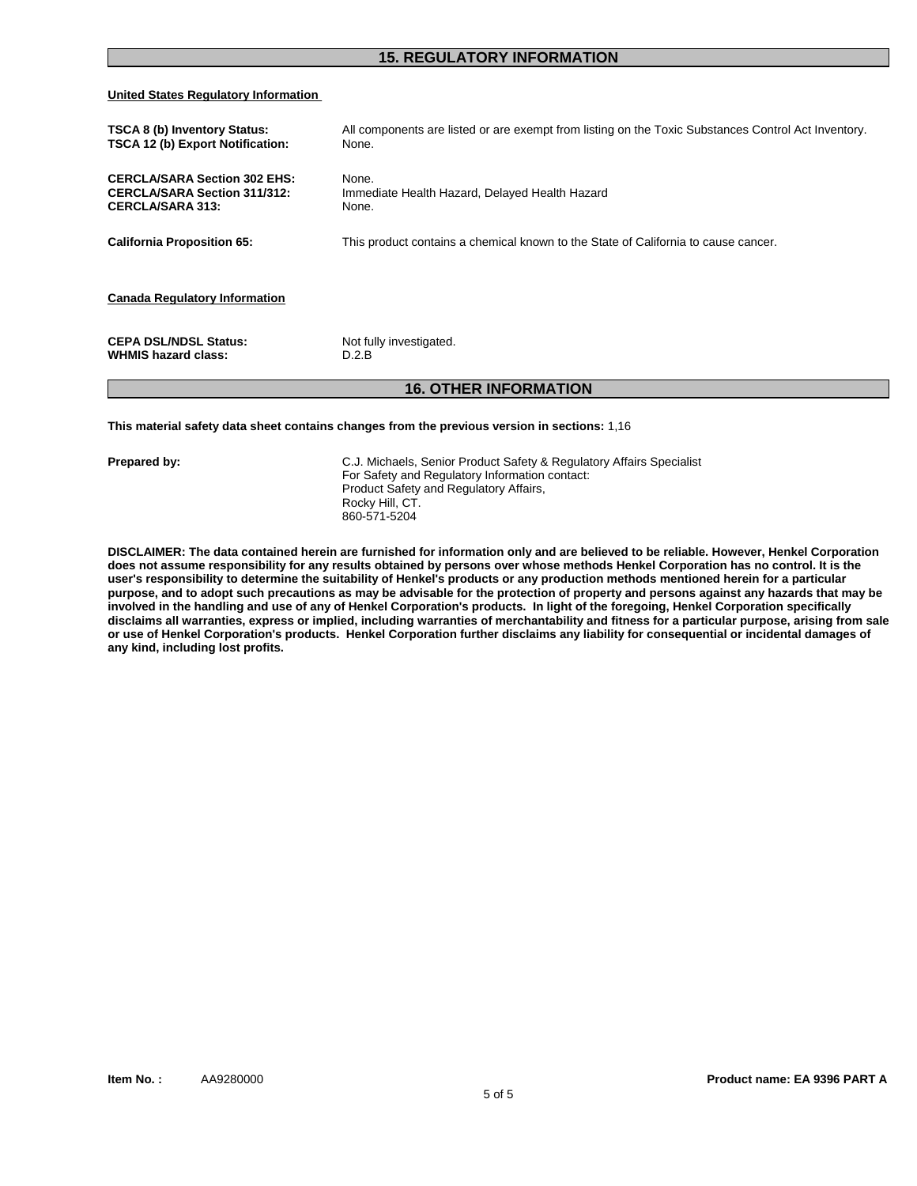## 15. REGULATORY INFORMATION

**United States Regulatory Information**

| | |
|---|---|
| **TSCA 8 (b) Inventory Status:** | All components are listed or are exempt from listing on the Toxic Substances Control Act Inventory. |
| **TSCA 12 (b) Export Notification:** | None. |
| **CERCLA/SARA Section 302 EHS:** | None. |
| **CERCLA/SARA Section 311/312:** | Immediate Health Hazard, Delayed Health Hazard |
| **CERCLA/SARA 313:** | None. |
| **California Proposition 65:** | This product contains a chemical known to the State of California to cause cancer. |

**Canada Regulatory Information**

| | |
|---|---|
| **CEPA DSL/NDSL Status:** | Not fully investigated. |
| **WHMIS hazard class:** | D.2.B |

## 16. OTHER INFORMATION

**This material safety data sheet contains changes from the previous version in sections:** 1,16

**Prepared by:** C.J. Michaels, Senior Product Safety & Regulatory Affairs Specialist
For Safety and Regulatory Information contact:
Product Safety and Regulatory Affairs,
Rocky Hill, CT.
860-571-5204

**DISCLAIMER: The data contained herein are furnished for information only and are believed to be reliable. However, Henkel Corporation does not assume responsibility for any results obtained by persons over whose methods Henkel Corporation has no control. It is the user's responsibility to determine the suitability of Henkel's products or any production methods mentioned herein for a particular purpose, and to adopt such precautions as may be advisable for the protection of property and persons against any hazards that may be involved in the handling and use of any of Henkel Corporation's products. In light of the foregoing, Henkel Corporation specifically disclaims all warranties, express or implied, including warranties of merchantability and fitness for a particular purpose, arising from sale or use of Henkel Corporation's products. Henkel Corporation further disclaims any liability for consequential or incidental damages of any kind, including lost profits.**